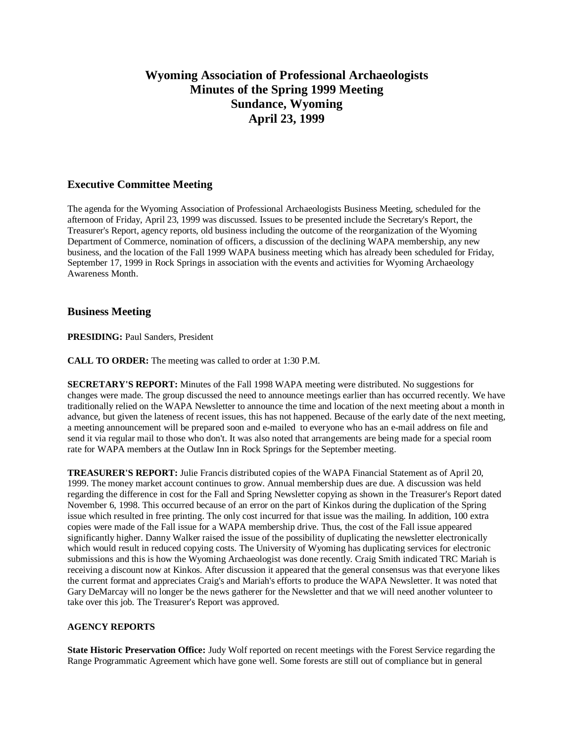# Wyoming Association of Professional Archaeologists
# Minutes of the Spring 1999 Meeting
# Sundance, Wyoming
# April 23, 1999

## Executive Committee Meeting

The agenda for the Wyoming Association of Professional Archaeologists Business Meeting, scheduled for the afternoon of Friday, April 23, 1999 was discussed. Issues to be presented include the Secretary's Report, the Treasurer's Report, agency reports, old business including the outcome of the reorganization of the Wyoming Department of Commerce, nomination of officers, a discussion of the declining WAPA membership, any new business, and the location of the Fall 1999 WAPA business meeting which has already been scheduled for Friday, September 17, 1999 in Rock Springs in association with the events and activities for Wyoming Archaeology Awareness Month.

## Business Meeting

**PRESIDING:** Paul Sanders, President

**CALL TO ORDER:** The meeting was called to order at 1:30 P.M.

**SECRETARY'S REPORT:** Minutes of the Fall 1998 WAPA meeting were distributed. No suggestions for changes were made. The group discussed the need to announce meetings earlier than has occurred recently. We have traditionally relied on the WAPA Newsletter to announce the time and location of the next meeting about a month in advance, but given the lateness of recent issues, this has not happened. Because of the early date of the next meeting, a meeting announcement will be prepared soon and e-mailed to everyone who has an e-mail address on file and send it via regular mail to those who don't. It was also noted that arrangements are being made for a special room rate for WAPA members at the Outlaw Inn in Rock Springs for the September meeting.

**TREASURER'S REPORT:** Julie Francis distributed copies of the WAPA Financial Statement as of April 20, 1999. The money market account continues to grow. Annual membership dues are due. A discussion was held regarding the difference in cost for the Fall and Spring Newsletter copying as shown in the Treasurer's Report dated November 6, 1998. This occurred because of an error on the part of Kinkos during the duplication of the Spring issue which resulted in free printing. The only cost incurred for that issue was the mailing. In addition, 100 extra copies were made of the Fall issue for a WAPA membership drive. Thus, the cost of the Fall issue appeared significantly higher. Danny Walker raised the issue of the possibility of duplicating the newsletter electronically which would result in reduced copying costs. The University of Wyoming has duplicating services for electronic submissions and this is how the Wyoming Archaeologist was done recently. Craig Smith indicated TRC Mariah is receiving a discount now at Kinkos. After discussion it appeared that the general consensus was that everyone likes the current format and appreciates Craig's and Mariah's efforts to produce the WAPA Newsletter. It was noted that Gary DeMarcay will no longer be the news gatherer for the Newsletter and that we will need another volunteer to take over this job. The Treasurer's Report was approved.

**AGENCY REPORTS**

**State Historic Preservation Office:** Judy Wolf reported on recent meetings with the Forest Service regarding the Range Programmatic Agreement which have gone well. Some forests are still out of compliance but in general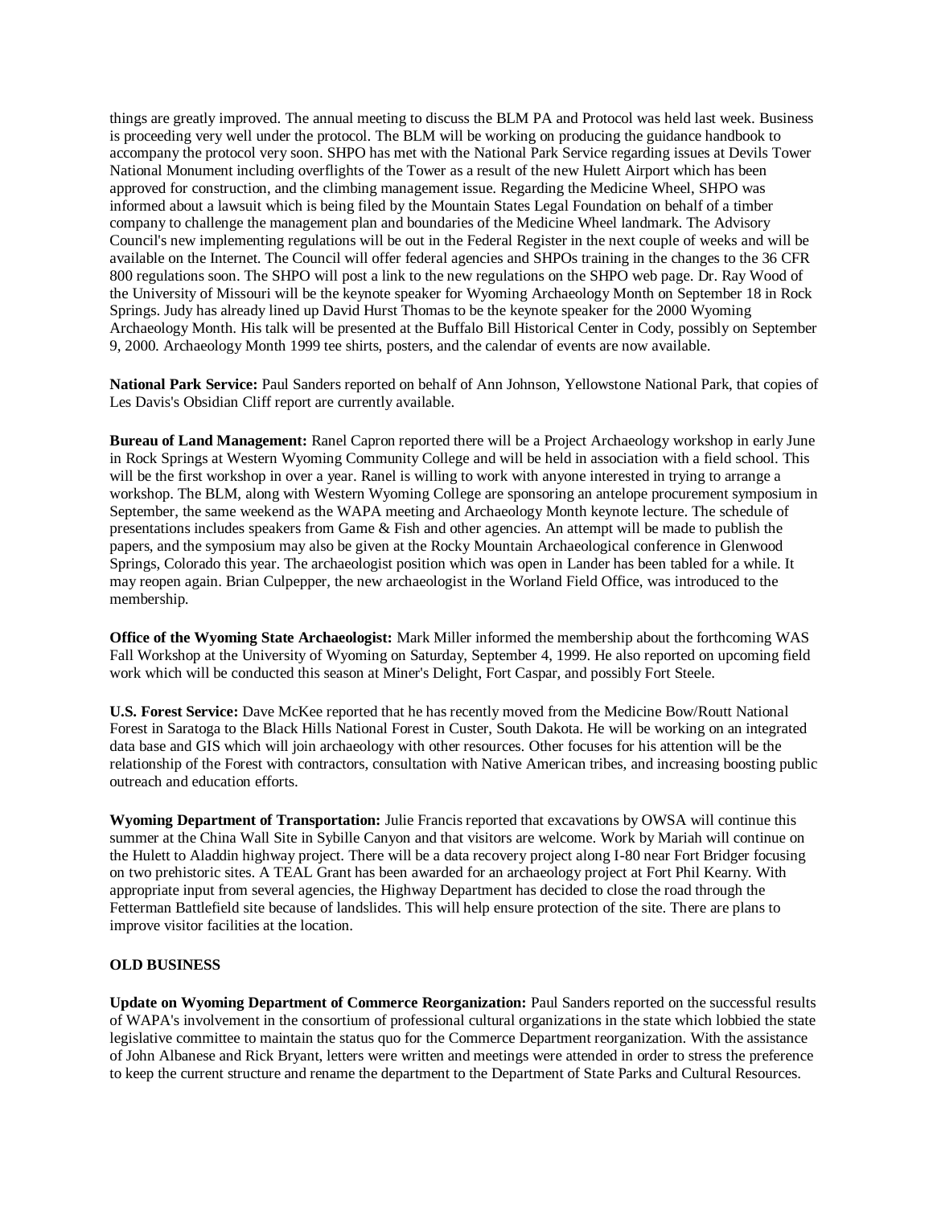things are greatly improved. The annual meeting to discuss the BLM PA and Protocol was held last week. Business is proceeding very well under the protocol. The BLM will be working on producing the guidance handbook to accompany the protocol very soon. SHPO has met with the National Park Service regarding issues at Devils Tower National Monument including overflights of the Tower as a result of the new Hulett Airport which has been approved for construction, and the climbing management issue. Regarding the Medicine Wheel, SHPO was informed about a lawsuit which is being filed by the Mountain States Legal Foundation on behalf of a timber company to challenge the management plan and boundaries of the Medicine Wheel landmark. The Advisory Council's new implementing regulations will be out in the Federal Register in the next couple of weeks and will be available on the Internet. The Council will offer federal agencies and SHPOs training in the changes to the 36 CFR 800 regulations soon. The SHPO will post a link to the new regulations on the SHPO web page. Dr. Ray Wood of the University of Missouri will be the keynote speaker for Wyoming Archaeology Month on September 18 in Rock Springs. Judy has already lined up David Hurst Thomas to be the keynote speaker for the 2000 Wyoming Archaeology Month. His talk will be presented at the Buffalo Bill Historical Center in Cody, possibly on September 9, 2000. Archaeology Month 1999 tee shirts, posters, and the calendar of events are now available.

**National Park Service:** Paul Sanders reported on behalf of Ann Johnson, Yellowstone National Park, that copies of Les Davis's Obsidian Cliff report are currently available.

**Bureau of Land Management:** Ranel Capron reported there will be a Project Archaeology workshop in early June in Rock Springs at Western Wyoming Community College and will be held in association with a field school. This will be the first workshop in over a year. Ranel is willing to work with anyone interested in trying to arrange a workshop. The BLM, along with Western Wyoming College are sponsoring an antelope procurement symposium in September, the same weekend as the WAPA meeting and Archaeology Month keynote lecture. The schedule of presentations includes speakers from Game & Fish and other agencies. An attempt will be made to publish the papers, and the symposium may also be given at the Rocky Mountain Archaeological conference in Glenwood Springs, Colorado this year. The archaeologist position which was open in Lander has been tabled for a while. It may reopen again. Brian Culpepper, the new archaeologist in the Worland Field Office, was introduced to the membership.

**Office of the Wyoming State Archaeologist:** Mark Miller informed the membership about the forthcoming WAS Fall Workshop at the University of Wyoming on Saturday, September 4, 1999. He also reported on upcoming field work which will be conducted this season at Miner's Delight, Fort Caspar, and possibly Fort Steele.

**U.S. Forest Service:** Dave McKee reported that he has recently moved from the Medicine Bow/Routt National Forest in Saratoga to the Black Hills National Forest in Custer, South Dakota. He will be working on an integrated data base and GIS which will join archaeology with other resources. Other focuses for his attention will be the relationship of the Forest with contractors, consultation with Native American tribes, and increasing boosting public outreach and education efforts.

**Wyoming Department of Transportation:** Julie Francis reported that excavations by OWSA will continue this summer at the China Wall Site in Sybille Canyon and that visitors are welcome. Work by Mariah will continue on the Hulett to Aladdin highway project. There will be a data recovery project along I-80 near Fort Bridger focusing on two prehistoric sites. A TEAL Grant has been awarded for an archaeology project at Fort Phil Kearny. With appropriate input from several agencies, the Highway Department has decided to close the road through the Fetterman Battlefield site because of landslides. This will help ensure protection of the site. There are plans to improve visitor facilities at the location.

**OLD BUSINESS**

**Update on Wyoming Department of Commerce Reorganization:** Paul Sanders reported on the successful results of WAPA's involvement in the consortium of professional cultural organizations in the state which lobbied the state legislative committee to maintain the status quo for the Commerce Department reorganization. With the assistance of John Albanese and Rick Bryant, letters were written and meetings were attended in order to stress the preference to keep the current structure and rename the department to the Department of State Parks and Cultural Resources.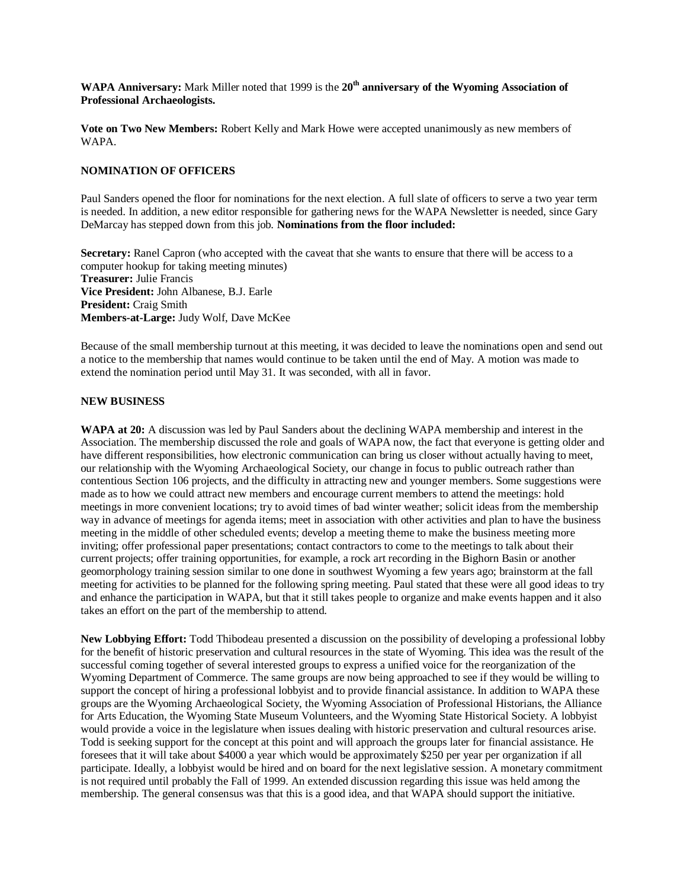**WAPA Anniversary:** Mark Miller noted that 1999 is the **20th anniversary of the Wyoming Association of Professional Archaeologists.**

**Vote on Two New Members:** Robert Kelly and Mark Howe were accepted unanimously as new members of WAPA.

**NOMINATION OF OFFICERS**

Paul Sanders opened the floor for nominations for the next election. A full slate of officers to serve a two year term is needed. In addition, a new editor responsible for gathering news for the WAPA Newsletter is needed, since Gary DeMarcay has stepped down from this job. **Nominations from the floor included:**

**Secretary:** Ranel Capron (who accepted with the caveat that she wants to ensure that there will be access to a computer hookup for taking meeting minutes)
**Treasurer:** Julie Francis
**Vice President:** John Albanese, B.J. Earle
**President:** Craig Smith
**Members-at-Large:** Judy Wolf, Dave McKee

Because of the small membership turnout at this meeting, it was decided to leave the nominations open and send out a notice to the membership that names would continue to be taken until the end of May. A motion was made to extend the nomination period until May 31. It was seconded, with all in favor.

**NEW BUSINESS**

**WAPA at 20:** A discussion was led by Paul Sanders about the declining WAPA membership and interest in the Association. The membership discussed the role and goals of WAPA now, the fact that everyone is getting older and have different responsibilities, how electronic communication can bring us closer without actually having to meet, our relationship with the Wyoming Archaeological Society, our change in focus to public outreach rather than contentious Section 106 projects, and the difficulty in attracting new and younger members. Some suggestions were made as to how we could attract new members and encourage current members to attend the meetings: hold meetings in more convenient locations; try to avoid times of bad winter weather; solicit ideas from the membership way in advance of meetings for agenda items; meet in association with other activities and plan to have the business meeting in the middle of other scheduled events; develop a meeting theme to make the business meeting more inviting; offer professional paper presentations; contact contractors to come to the meetings to talk about their current projects; offer training opportunities, for example, a rock art recording in the Bighorn Basin or another geomorphology training session similar to one done in southwest Wyoming a few years ago; brainstorm at the fall meeting for activities to be planned for the following spring meeting. Paul stated that these were all good ideas to try and enhance the participation in WAPA, but that it still takes people to organize and make events happen and it also takes an effort on the part of the membership to attend.

**New Lobbying Effort:** Todd Thibodeau presented a discussion on the possibility of developing a professional lobby for the benefit of historic preservation and cultural resources in the state of Wyoming. This idea was the result of the successful coming together of several interested groups to express a unified voice for the reorganization of the Wyoming Department of Commerce. The same groups are now being approached to see if they would be willing to support the concept of hiring a professional lobbyist and to provide financial assistance. In addition to WAPA these groups are the Wyoming Archaeological Society, the Wyoming Association of Professional Historians, the Alliance for Arts Education, the Wyoming State Museum Volunteers, and the Wyoming State Historical Society. A lobbyist would provide a voice in the legislature when issues dealing with historic preservation and cultural resources arise. Todd is seeking support for the concept at this point and will approach the groups later for financial assistance. He foresees that it will take about $4000 a year which would be approximately $250 per year per organization if all participate. Ideally, a lobbyist would be hired and on board for the next legislative session. A monetary commitment is not required until probably the Fall of 1999. An extended discussion regarding this issue was held among the membership. The general consensus was that this is a good idea, and that WAPA should support the initiative.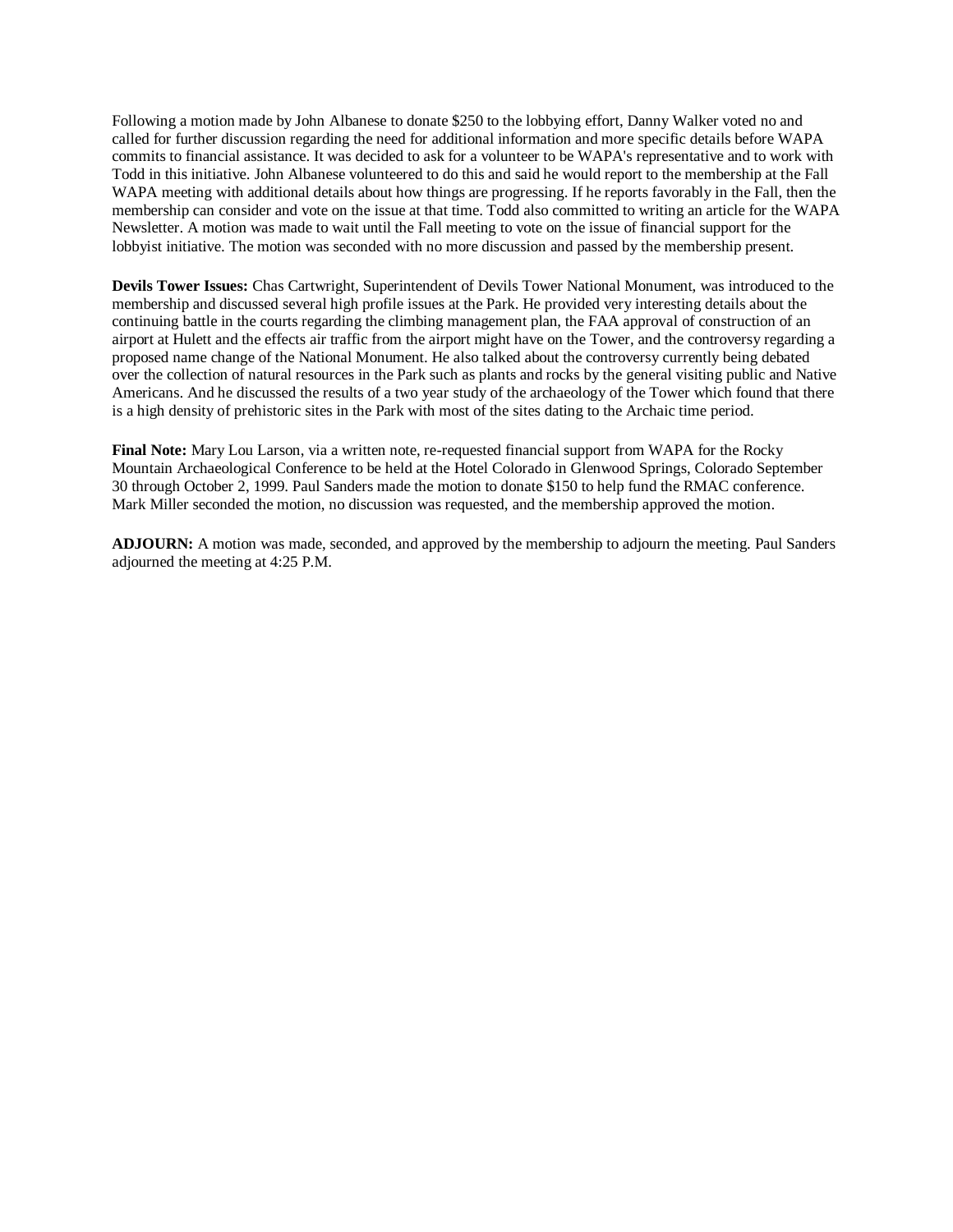Following a motion made by John Albanese to donate $250 to the lobbying effort, Danny Walker voted no and called for further discussion regarding the need for additional information and more specific details before WAPA commits to financial assistance. It was decided to ask for a volunteer to be WAPA's representative and to work with Todd in this initiative. John Albanese volunteered to do this and said he would report to the membership at the Fall WAPA meeting with additional details about how things are progressing. If he reports favorably in the Fall, then the membership can consider and vote on the issue at that time. Todd also committed to writing an article for the WAPA Newsletter. A motion was made to wait until the Fall meeting to vote on the issue of financial support for the lobbyist initiative. The motion was seconded with no more discussion and passed by the membership present.

**Devils Tower Issues:** Chas Cartwright, Superintendent of Devils Tower National Monument, was introduced to the membership and discussed several high profile issues at the Park. He provided very interesting details about the continuing battle in the courts regarding the climbing management plan, the FAA approval of construction of an airport at Hulett and the effects air traffic from the airport might have on the Tower, and the controversy regarding a proposed name change of the National Monument. He also talked about the controversy currently being debated over the collection of natural resources in the Park such as plants and rocks by the general visiting public and Native Americans. And he discussed the results of a two year study of the archaeology of the Tower which found that there is a high density of prehistoric sites in the Park with most of the sites dating to the Archaic time period.

**Final Note:** Mary Lou Larson, via a written note, re-requested financial support from WAPA for the Rocky Mountain Archaeological Conference to be held at the Hotel Colorado in Glenwood Springs, Colorado September 30 through October 2, 1999. Paul Sanders made the motion to donate $150 to help fund the RMAC conference. Mark Miller seconded the motion, no discussion was requested, and the membership approved the motion.

**ADJOURN:** A motion was made, seconded, and approved by the membership to adjourn the meeting. Paul Sanders adjourned the meeting at 4:25 P.M.